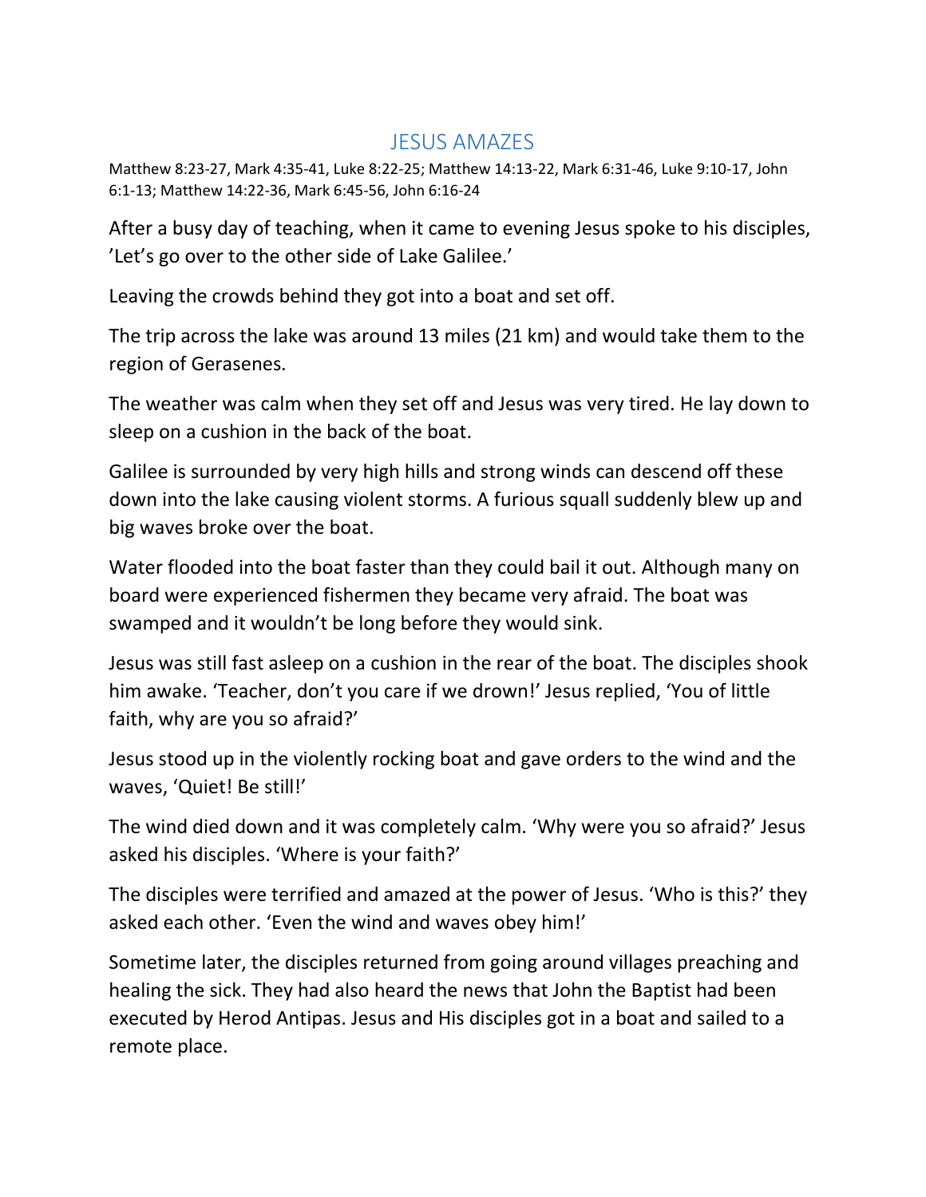# JESUS AMAZES

Matthew 8:23-27, Mark 4:35-41, Luke 8:22-25; Matthew 14:13-22, Mark 6:31-46, Luke 9:10-17, John 6:1-13; Matthew 14:22-36, Mark 6:45-56, John 6:16-24

After a busy day of teaching, when it came to evening Jesus spoke to his disciples, 'Let's go over to the other side of Lake Galilee.'

Leaving the crowds behind they got into a boat and set off.

The trip across the lake was around 13 miles (21 km) and would take them to the region of Gerasenes.

The weather was calm when they set off and Jesus was very tired. He lay down to sleep on a cushion in the back of the boat.

Galilee is surrounded by very high hills and strong winds can descend off these down into the lake causing violent storms. A furious squall suddenly blew up and big waves broke over the boat.

Water flooded into the boat faster than they could bail it out. Although many on board were experienced fishermen they became very afraid. The boat was swamped and it wouldn't be long before they would sink.

Jesus was still fast asleep on a cushion in the rear of the boat. The disciples shook him awake. 'Teacher, don't you care if we drown!' Jesus replied, 'You of little faith, why are you so afraid?'

Jesus stood up in the violently rocking boat and gave orders to the wind and the waves, 'Quiet! Be still!'

The wind died down and it was completely calm. 'Why were you so afraid?' Jesus asked his disciples. 'Where is your faith?'

The disciples were terrified and amazed at the power of Jesus. 'Who is this?' they asked each other. 'Even the wind and waves obey him!'

Sometime later, the disciples returned from going around villages preaching and healing the sick. They had also heard the news that John the Baptist had been executed by Herod Antipas. Jesus and His disciples got in a boat and sailed to a remote place.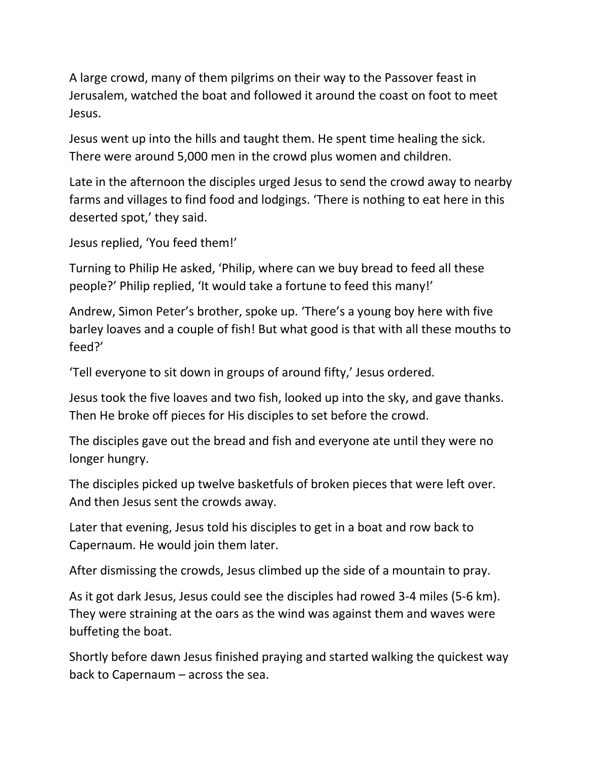A large crowd, many of them pilgrims on their way to the Passover feast in Jerusalem, watched the boat and followed it around the coast on foot to meet Jesus.

Jesus went up into the hills and taught them. He spent time healing the sick. There were around 5,000 men in the crowd plus women and children.

Late in the afternoon the disciples urged Jesus to send the crowd away to nearby farms and villages to find food and lodgings. ‘There is nothing to eat here in this deserted spot,’ they said.

Jesus replied, ‘You feed them!’

Turning to Philip He asked, ‘Philip, where can we buy bread to feed all these people?’ Philip replied, ‘It would take a fortune to feed this many!’

Andrew, Simon Peter’s brother, spoke up. ‘There’s a young boy here with five barley loaves and a couple of fish! But what good is that with all these mouths to feed?’

‘Tell everyone to sit down in groups of around fifty,’ Jesus ordered.

Jesus took the five loaves and two fish, looked up into the sky, and gave thanks. Then He broke off pieces for His disciples to set before the crowd.

The disciples gave out the bread and fish and everyone ate until they were no longer hungry.

The disciples picked up twelve basketfuls of broken pieces that were left over. And then Jesus sent the crowds away.

Later that evening, Jesus told his disciples to get in a boat and row back to Capernaum. He would join them later.

After dismissing the crowds, Jesus climbed up the side of a mountain to pray.

As it got dark Jesus, Jesus could see the disciples had rowed 3-4 miles (5-6 km). They were straining at the oars as the wind was against them and waves were buffeting the boat.

Shortly before dawn Jesus finished praying and started walking the quickest way back to Capernaum – across the sea.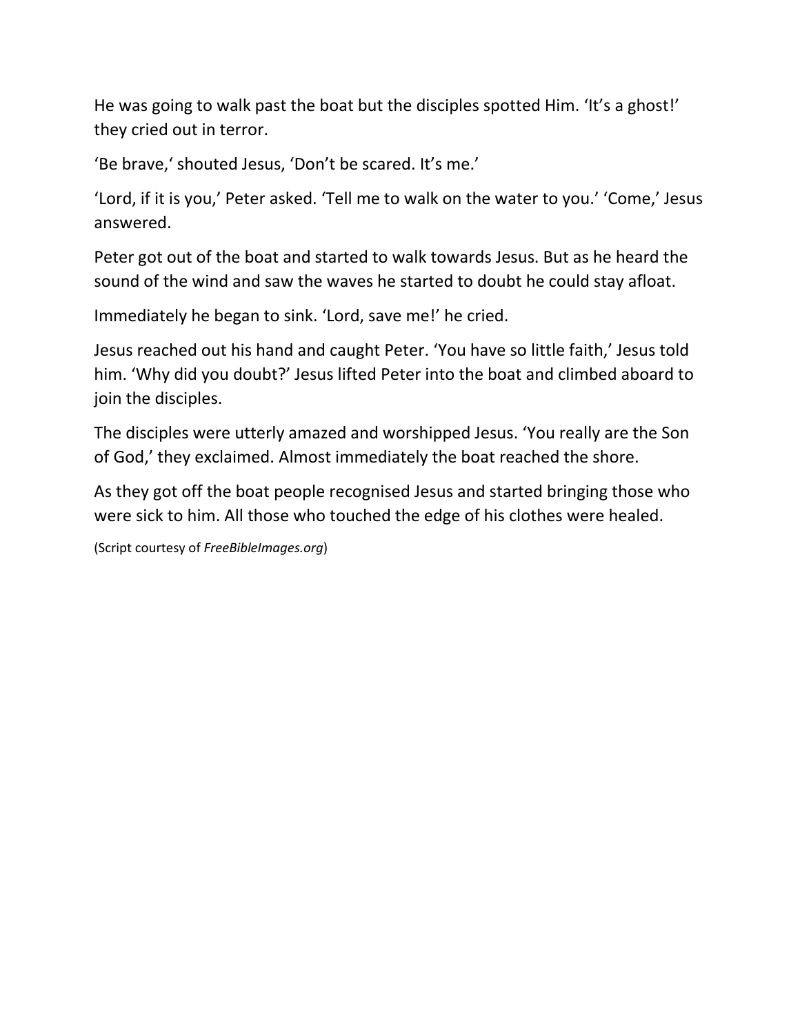He was going to walk past the boat but the disciples spotted Him. 'It's a ghost!' they cried out in terror.

'Be brave,' shouted Jesus, 'Don't be scared. It's me.'

'Lord, if it is you,' Peter asked. 'Tell me to walk on the water to you.' 'Come,' Jesus answered.

Peter got out of the boat and started to walk towards Jesus. But as he heard the sound of the wind and saw the waves he started to doubt he could stay afloat.

Immediately he began to sink. 'Lord, save me!' he cried.

Jesus reached out his hand and caught Peter. 'You have so little faith,' Jesus told him. 'Why did you doubt?' Jesus lifted Peter into the boat and climbed aboard to join the disciples.

The disciples were utterly amazed and worshipped Jesus. 'You really are the Son of God,' they exclaimed. Almost immediately the boat reached the shore.

As they got off the boat people recognised Jesus and started bringing those who were sick to him. All those who touched the edge of his clothes were healed.

(Script courtesy of *FreeBibleImages.org*)